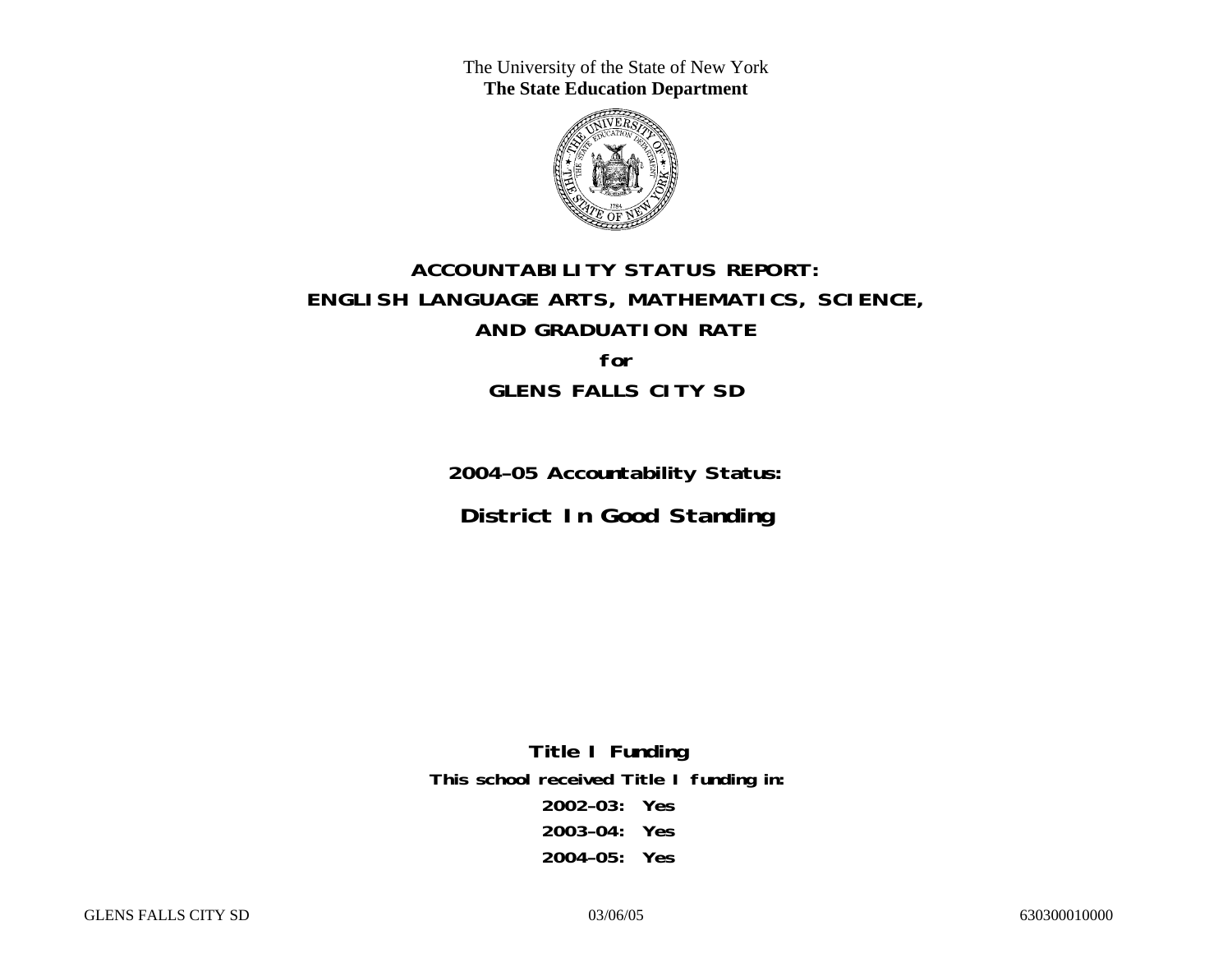The University of the State of New York
**The State Education Department**

# ACCOUNTABILITY STATUS REPORT:
# ENGLISH LANGUAGE ARTS, MATHEMATICS, SCIENCE,
# AND GRADUATION RATE

**for**

## GLENS FALLS CITY SD

**2004–05 Accountability Status:**

## District In Good Standing

**Title I Funding**

**This school received Title I funding in:**

**2002–03: Yes**

**2003–04: Yes**

**2004–05: Yes**

GLENS FALLS CITY SD 03/06/05 630300010000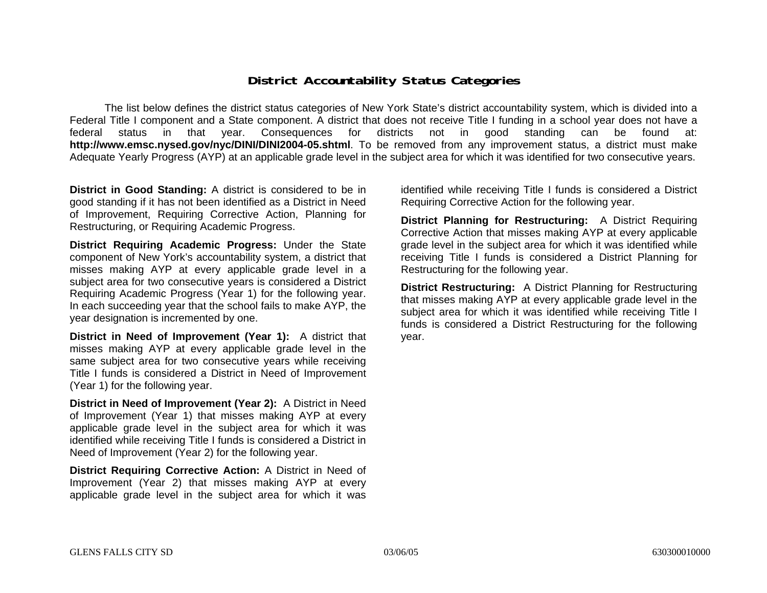# District Accountability Status Categories

The list below defines the district status categories of New York State's district accountability system, which is divided into a Federal Title I component and a State component. A district that does not receive Title I funding in a school year does not have a federal status in that year. Consequences for districts not in good standing can be found at: **http://www.emsc.nysed.gov/nyc/DINI/DINI2004-05.shtml**. To be removed from any improvement status, a district must make Adequate Yearly Progress (AYP) at an applicable grade level in the subject area for which it was identified for two consecutive years.

**District in Good Standing:** A district is considered to be in good standing if it has not been identified as a District in Need of Improvement, Requiring Corrective Action, Planning for Restructuring, or Requiring Academic Progress.

**District Requiring Academic Progress:** Under the State component of New York's accountability system, a district that misses making AYP at every applicable grade level in a subject area for two consecutive years is considered a District Requiring Academic Progress (Year 1) for the following year. In each succeeding year that the school fails to make AYP, the year designation is incremented by one.

**District in Need of Improvement (Year 1):** A district that misses making AYP at every applicable grade level in the same subject area for two consecutive years while receiving Title I funds is considered a District in Need of Improvement (Year 1) for the following year.

**District in Need of Improvement (Year 2):** A District in Need of Improvement (Year 1) that misses making AYP at every applicable grade level in the subject area for which it was identified while receiving Title I funds is considered a District in Need of Improvement (Year 2) for the following year.

**District Requiring Corrective Action:** A District in Need of Improvement (Year 2) that misses making AYP at every applicable grade level in the subject area for which it was identified while receiving Title I funds is considered a District Requiring Corrective Action for the following year.

**District Planning for Restructuring:** A District Requiring Corrective Action that misses making AYP at every applicable grade level in the subject area for which it was identified while receiving Title I funds is considered a District Planning for Restructuring for the following year.

**District Restructuring:** A District Planning for Restructuring that misses making AYP at every applicable grade level in the subject area for which it was identified while receiving Title I funds is considered a District Restructuring for the following year.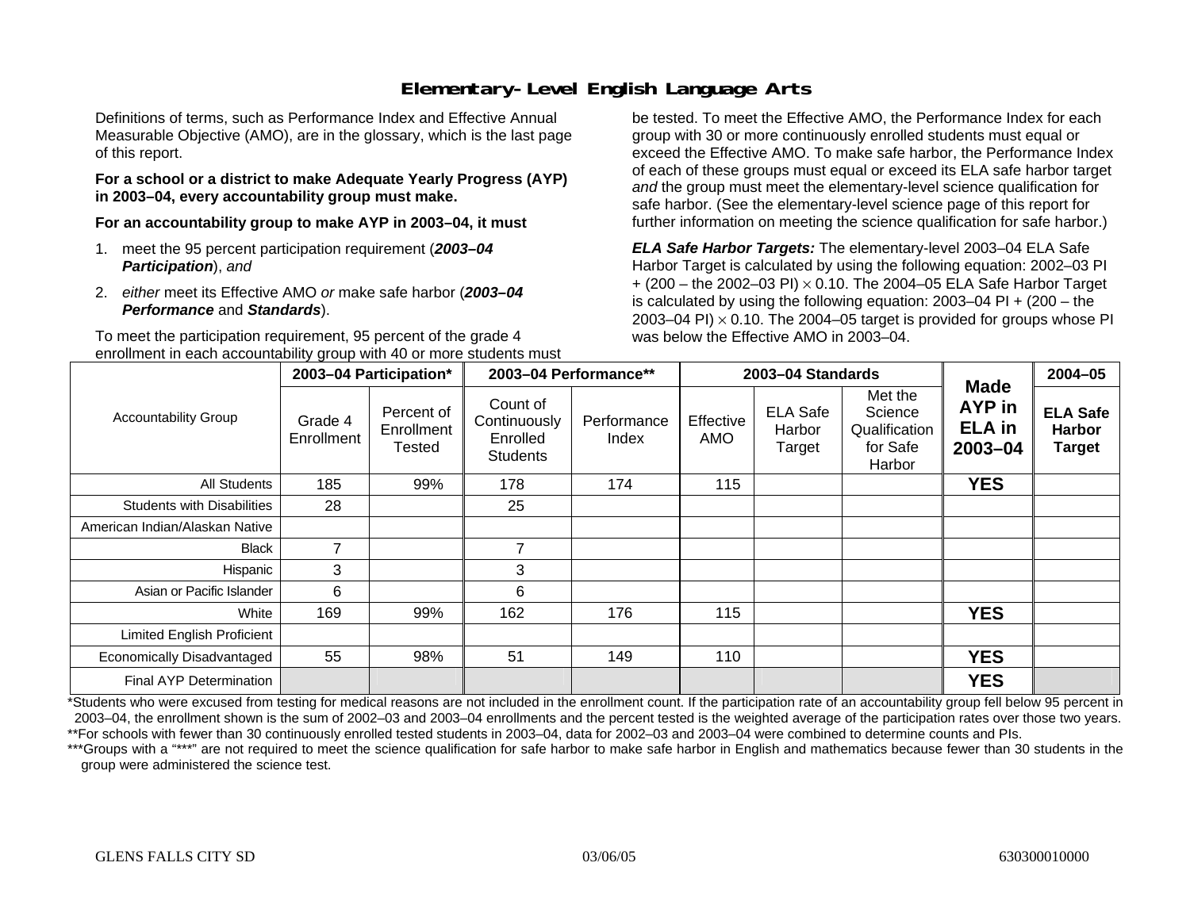# Elementary-Level English Language Arts

Definitions of terms, such as Performance Index and Effective Annual Measurable Objective (AMO), are in the glossary, which is the last page of this report.

**For a school or a district to make Adequate Yearly Progress (AYP) in 2003–04, every accountability group must make.**

**For an accountability group to make AYP in 2003–04, it must**

1. meet the 95 percent participation requirement (***2003–04 Participation***), *and*
2. *either* meet its Effective AMO *or* make safe harbor (***2003–04 Performance*** and ***Standards***).

To meet the participation requirement, 95 percent of the grade 4 enrollment in each accountability group with 40 or more students must be tested. To meet the Effective AMO, the Performance Index for each group with 30 or more continuously enrolled students must equal or exceed the Effective AMO. To make safe harbor, the Performance Index of each of these groups must equal or exceed its ELA safe harbor target *and* the group must meet the elementary-level science qualification for safe harbor. (See the elementary-level science page of this report for further information on meeting the science qualification for safe harbor.)

***ELA Safe Harbor Targets:*** The elementary-level 2003–04 ELA Safe Harbor Target is calculated by using the following equation: 2002–03 PI + (200 – the 2002–03 PI) $\times$ 0.10. The 2004–05 ELA Safe Harbor Target is calculated by using the following equation: 2003–04 PI + (200 – the 2003–04 PI) $\times$ 0.10. The 2004–05 target is provided for groups whose PI was below the Effective AMO in 2003–04.

| Accountability Group | 2003–04 Participation* | | 2003–04 Performance** | | 2003–04 Standards | | | Made AYP in ELA in 2003–04 | 2004–05 |
|---|---|---|---|---|---|---|---|---|---|
| | Grade 4 Enrollment | Percent of Enrollment Tested | Count of Continuously Enrolled Students | Performance Index | Effective AMO | ELA Safe Harbor Target | Met the Science Qualification for Safe Harbor | | ELA Safe Harbor Target |
| All Students | 185 | 99% | 178 | 174 | 115 | | | **YES** | |
| Students with Disabilities | 28 | | 25 | | | | | | |
| American Indian/Alaskan Native | | | | | | | | | |
| Black | 7 | | 7 | | | | | | |
| Hispanic | 3 | | 3 | | | | | | |
| Asian or Pacific Islander | 6 | | 6 | | | | | | |
| White | 169 | 99% | 162 | 176 | 115 | | | **YES** | |
| Limited English Proficient | | | | | | | | | |
| Economically Disadvantaged | 55 | 98% | 51 | 149 | 110 | | | **YES** | |
| Final AYP Determination | | | | | | | | **YES** | |

*Students who were excused from testing for medical reasons are not included in the enrollment count. If the participation rate of an accountability group fell below 95 percent in 2003–04, the enrollment shown is the sum of 2002–03 and 2003–04 enrollments and the percent tested is the weighted average of the participation rates over those two years.
**For schools with fewer than 30 continuously enrolled tested students in 2003–04, data for 2002–03 and 2003–04 were combined to determine counts and PIs.
***Groups with a "***" are not required to meet the science qualification for safe harbor to make safe harbor in English and mathematics because fewer than 30 students in the group were administered the science test.

GLENS FALLS CITY SD 03/06/05 630300010000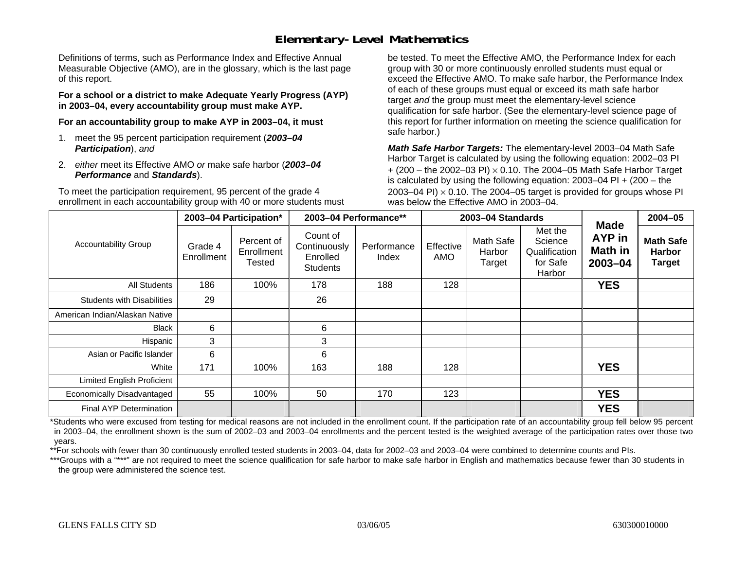# Elementary-Level Mathematics

Definitions of terms, such as Performance Index and Effective Annual Measurable Objective (AMO), are in the glossary, which is the last page of this report.

**For a school or a district to make Adequate Yearly Progress (AYP) in 2003–04, every accountability group must make AYP.**

**For an accountability group to make AYP in 2003–04, it must**

1. meet the 95 percent participation requirement (***2003–04 Participation***), *and*
2. *either* meet its Effective AMO *or* make safe harbor (***2003–04 Performance*** and ***Standards***).

To meet the participation requirement, 95 percent of the grade 4 enrollment in each accountability group with 40 or more students must be tested. To meet the Effective AMO, the Performance Index for each group with 30 or more continuously enrolled students must equal or exceed the Effective AMO. To make safe harbor, the Performance Index of each of these groups must equal or exceed its math safe harbor target *and* the group must meet the elementary-level science qualification for safe harbor. (See the elementary-level science page of this report for further information on meeting the science qualification for safe harbor.)

***Math Safe Harbor Targets:*** The elementary-level 2003–04 Math Safe Harbor Target is calculated by using the following equation: 2002–03 PI + (200 – the 2002–03 PI) $\times$ 0.10. The 2004–05 Math Safe Harbor Target is calculated by using the following equation: 2003–04 PI + (200 – the 2003–04 PI) $\times$ 0.10. The 2004–05 target is provided for groups whose PI was below the Effective AMO in 2003–04.

| Accountability Group | 2003–04 Participation* | | 2003–04 Performance** | | 2003–04 Standards | | | Made AYP in Math in 2003–04 | 2004–05 |
|---|---|---|---|---|---|---|---|---|---|
| | Grade 4 Enrollment | Percent of Enrollment Tested | Count of Continuously Enrolled Students | Performance Index | Effective AMO | Math Safe Harbor Target | Met the Science Qualification for Safe Harbor | | **Math Safe Harbor Target** |
| All Students | 186 | 100% | 178 | 188 | 128 | | | **YES** | |
| Students with Disabilities | 29 | | 26 | | | | | | |
| American Indian/Alaskan Native | | | | | | | | | |
| Black | 6 | | 6 | | | | | | |
| Hispanic | 3 | | 3 | | | | | | |
| Asian or Pacific Islander | 6 | | 6 | | | | | | |
| White | 171 | 100% | 163 | 188 | 128 | | | **YES** | |
| Limited English Proficient | | | | | | | | | |
| Economically Disadvantaged | 55 | 100% | 50 | 170 | 123 | | | **YES** | |
| Final AYP Determination | | | | | | | | **YES** | |

*Students who were excused from testing for medical reasons are not included in the enrollment count. If the participation rate of an accountability group fell below 95 percent in 2003–04, the enrollment shown is the sum of 2002–03 and 2003–04 enrollments and the percent tested is the weighted average of the participation rates over those two years.

**For schools with fewer than 30 continuously enrolled tested students in 2003–04, data for 2002–03 and 2003–04 were combined to determine counts and PIs.

***Groups with a "***" are not required to meet the science qualification for safe harbor to make safe harbor in English and mathematics because fewer than 30 students in the group were administered the science test.

GLENS FALLS CITY SD 03/06/05 630300010000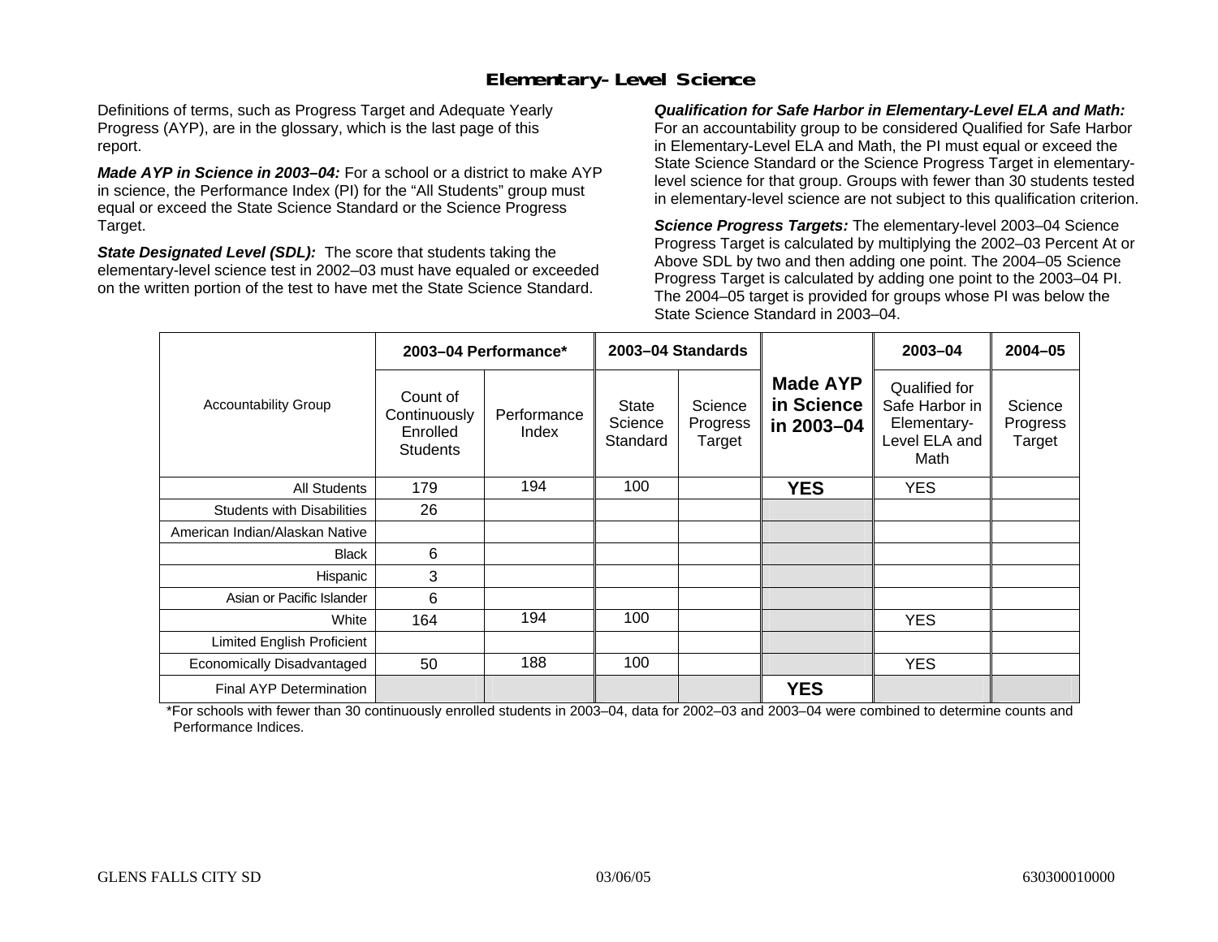## Elementary-Level Science

Definitions of terms, such as Progress Target and Adequate Yearly Progress (AYP), are in the glossary, which is the last page of this report.

***Made AYP in Science in 2003–04:*** For a school or a district to make AYP in science, the Performance Index (PI) for the "All Students" group must equal or exceed the State Science Standard or the Science Progress Target.

***State Designated Level (SDL):*** The score that students taking the elementary-level science test in 2002–03 must have equaled or exceeded on the written portion of the test to have met the State Science Standard.

***Qualification for Safe Harbor in Elementary-Level ELA and Math:*** For an accountability group to be considered Qualified for Safe Harbor in Elementary-Level ELA and Math, the PI must equal or exceed the State Science Standard or the Science Progress Target in elementary-level science for that group. Groups with fewer than 30 students tested in elementary-level science are not subject to this qualification criterion.

***Science Progress Targets:*** The elementary-level 2003–04 Science Progress Target is calculated by multiplying the 2002–03 Percent At or Above SDL by two and then adding one point. The 2004–05 Science Progress Target is calculated by adding one point to the 2003–04 PI. The 2004–05 target is provided for groups whose PI was below the State Science Standard in 2003–04.

| Accountability Group | 2003–04 Performance* | | 2003–04 Standards | | Made AYP in Science in 2003–04 | 2003–04 | 2004–05 |
|---|---|---|---|---|---|---|---|
| | Count of Continuously Enrolled Students | Performance Index | State Science Standard | Science Progress Target | | Qualified for Safe Harbor in Elementary-Level ELA and Math | Science Progress Target |
| All Students | 179 | 194 | 100 | | **YES** | YES | |
| Students with Disabilities | 26 | | | | | | |
| American Indian/Alaskan Native | | | | | | | |
| Black | 6 | | | | | | |
| Hispanic | 3 | | | | | | |
| Asian or Pacific Islander | 6 | | | | | | |
| White | 164 | 194 | 100 | | | YES | |
| Limited English Proficient | | | | | | | |
| Economically Disadvantaged | 50 | 188 | 100 | | | YES | |
| Final AYP Determination | | | | | **YES** | | |

*For schools with fewer than 30 continuously enrolled students in 2003–04, data for 2002–03 and 2003–04 were combined to determine counts and Performance Indices.

GLENS FALLS CITY SD 03/06/05 630300010000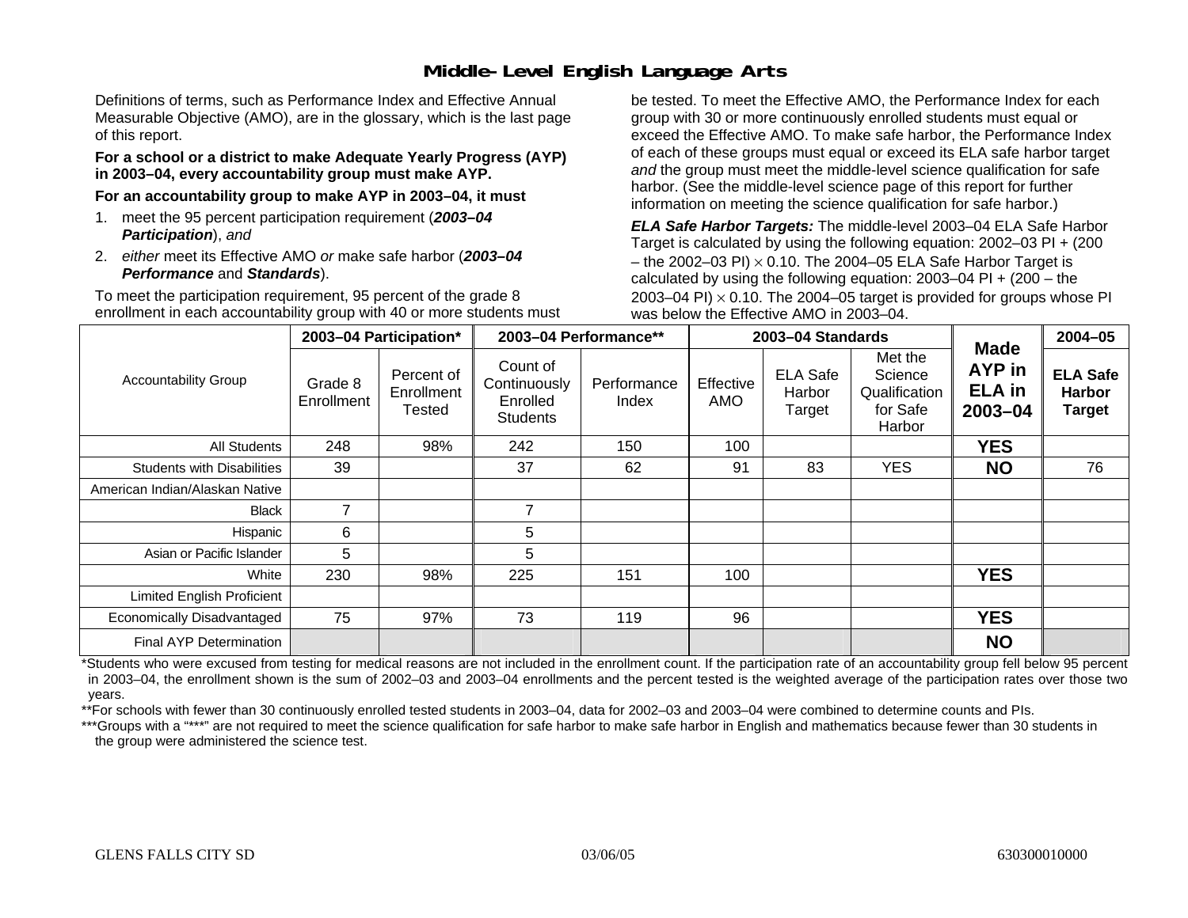# Middle-Level English Language Arts

Definitions of terms, such as Performance Index and Effective Annual Measurable Objective (AMO), are in the glossary, which is the last page of this report.

**For a school or a district to make Adequate Yearly Progress (AYP) in 2003–04, every accountability group must make AYP.**

**For an accountability group to make AYP in 2003–04, it must**

1. meet the 95 percent participation requirement (***2003–04 Participation***), *and*
2. *either* meet its Effective AMO *or* make safe harbor (***2003–04 Performance*** and ***Standards***).

To meet the participation requirement, 95 percent of the grade 8 enrollment in each accountability group with 40 or more students must be tested. To meet the Effective AMO, the Performance Index for each group with 30 or more continuously enrolled students must equal or exceed the Effective AMO. To make safe harbor, the Performance Index of each of these groups must equal or exceed its ELA safe harbor target *and* the group must meet the middle-level science qualification for safe harbor. (See the middle-level science page of this report for further information on meeting the science qualification for safe harbor.)

***ELA Safe Harbor Targets:*** The middle-level 2003–04 ELA Safe Harbor Target is calculated by using the following equation: 2002–03 PI + (200 – the 2002–03 PI) $\times$ 0.10. The 2004–05 ELA Safe Harbor Target is calculated by using the following equation: 2003–04 PI + (200 – the 2003–04 PI) $\times$ 0.10. The 2004–05 target is provided for groups whose PI was below the Effective AMO in 2003–04.

| Accountability Group | 2003–04 Participation* | | 2003–04 Performance** | | 2003–04 Standards | | | Made AYP in ELA in 2003–04 | 2004–05 |
|---|---|---|---|---|---|---|---|---|---|
| | Grade 8 Enrollment | Percent of Enrollment Tested | Count of Continuously Enrolled Students | Performance Index | Effective AMO | ELA Safe Harbor Target | Met the Science Qualification for Safe Harbor | | ELA Safe Harbor Target |
| All Students | 248 | 98% | 242 | 150 | 100 | | | **YES** | |
| Students with Disabilities | 39 | | 37 | 62 | 91 | 83 | YES | **NO** | 76 |
| American Indian/Alaskan Native | | | | | | | | | |
| Black | 7 | | 7 | | | | | | |
| Hispanic | 6 | | 5 | | | | | | |
| Asian or Pacific Islander | 5 | | 5 | | | | | | |
| White | 230 | 98% | 225 | 151 | 100 | | | **YES** | |
| Limited English Proficient | | | | | | | | | |
| Economically Disadvantaged | 75 | 97% | 73 | 119 | 96 | | | **YES** | |
| Final AYP Determination | | | | | | | | **NO** | |

*Students who were excused from testing for medical reasons are not included in the enrollment count. If the participation rate of an accountability group fell below 95 percent in 2003–04, the enrollment shown is the sum of 2002–03 and 2003–04 enrollments and the percent tested is the weighted average of the participation rates over those two years.

**For schools with fewer than 30 continuously enrolled tested students in 2003–04, data for 2002–03 and 2003–04 were combined to determine counts and PIs.

***Groups with a "***" are not required to meet the science qualification for safe harbor to make safe harbor in English and mathematics because fewer than 30 students in the group were administered the science test.

GLENS FALLS CITY SD 03/06/05 630300010000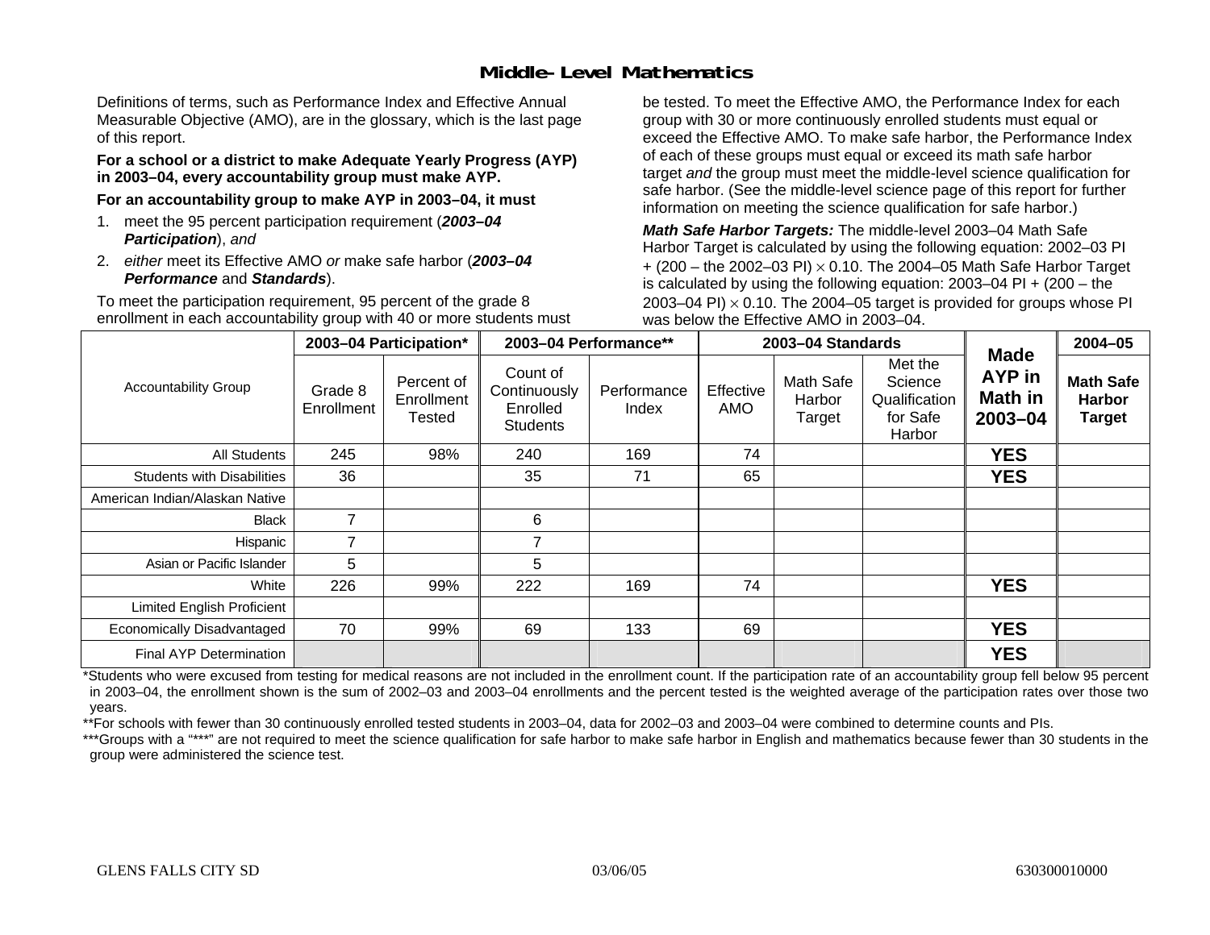# Middle-Level Mathematics

Definitions of terms, such as Performance Index and Effective Annual Measurable Objective (AMO), are in the glossary, which is the last page of this report.

**For a school or a district to make Adequate Yearly Progress (AYP) in 2003–04, every accountability group must make AYP.**

**For an accountability group to make AYP in 2003–04, it must**

1. meet the 95 percent participation requirement (***2003–04 Participation***), *and*
2. *either* meet its Effective AMO *or* make safe harbor (***2003–04 Performance*** and ***Standards***).

To meet the participation requirement, 95 percent of the grade 8 enrollment in each accountability group with 40 or more students must be tested. To meet the Effective AMO, the Performance Index for each group with 30 or more continuously enrolled students must equal or exceed the Effective AMO. To make safe harbor, the Performance Index of each of these groups must equal or exceed its math safe harbor target *and* the group must meet the middle-level science qualification for safe harbor. (See the middle-level science page of this report for further information on meeting the science qualification for safe harbor.)

***Math Safe Harbor Targets:*** The middle-level 2003–04 Math Safe Harbor Target is calculated by using the following equation: 2002–03 PI + (200 – the 2002–03 PI) $\times$ 0.10. The 2004–05 Math Safe Harbor Target is calculated by using the following equation: 2003–04 PI + (200 – the 2003–04 PI) $\times$ 0.10. The 2004–05 target is provided for groups whose PI was below the Effective AMO in 2003–04.

| Accountability Group | 2003–04 Participation* | | 2003–04 Performance** | | 2003–04 Standards | | | Made AYP in Math in 2003–04 | 2004–05 |
|---|---|---|---|---|---|---|---|---|---|
| | Grade 8 Enrollment | Percent of Enrollment Tested | Count of Continuously Enrolled Students | Performance Index | Effective AMO | Math Safe Harbor Target | Met the Science Qualification for Safe Harbor | | Math Safe Harbor Target |
| All Students | 245 | 98% | 240 | 169 | 74 | | | **YES** | |
| Students with Disabilities | 36 | | 35 | 71 | 65 | | | **YES** | |
| American Indian/Alaskan Native | | | | | | | | | |
| Black | 7 | | 6 | | | | | | |
| Hispanic | 7 | | 7 | | | | | | |
| Asian or Pacific Islander | 5 | | 5 | | | | | | |
| White | 226 | 99% | 222 | 169 | 74 | | | **YES** | |
| Limited English Proficient | | | | | | | | | |
| Economically Disadvantaged | 70 | 99% | 69 | 133 | 69 | | | **YES** | |
| Final AYP Determination | | | | | | | | **YES** | |

*Students who were excused from testing for medical reasons are not included in the enrollment count. If the participation rate of an accountability group fell below 95 percent in 2003–04, the enrollment shown is the sum of 2002–03 and 2003–04 enrollments and the percent tested is the weighted average of the participation rates over those two years.

**For schools with fewer than 30 continuously enrolled tested students in 2003–04, data for 2002–03 and 2003–04 were combined to determine counts and PIs.

***Groups with a "***" are not required to meet the science qualification for safe harbor to make safe harbor in English and mathematics because fewer than 30 students in the group were administered the science test.

GLENS FALLS CITY SD 03/06/05 630300010000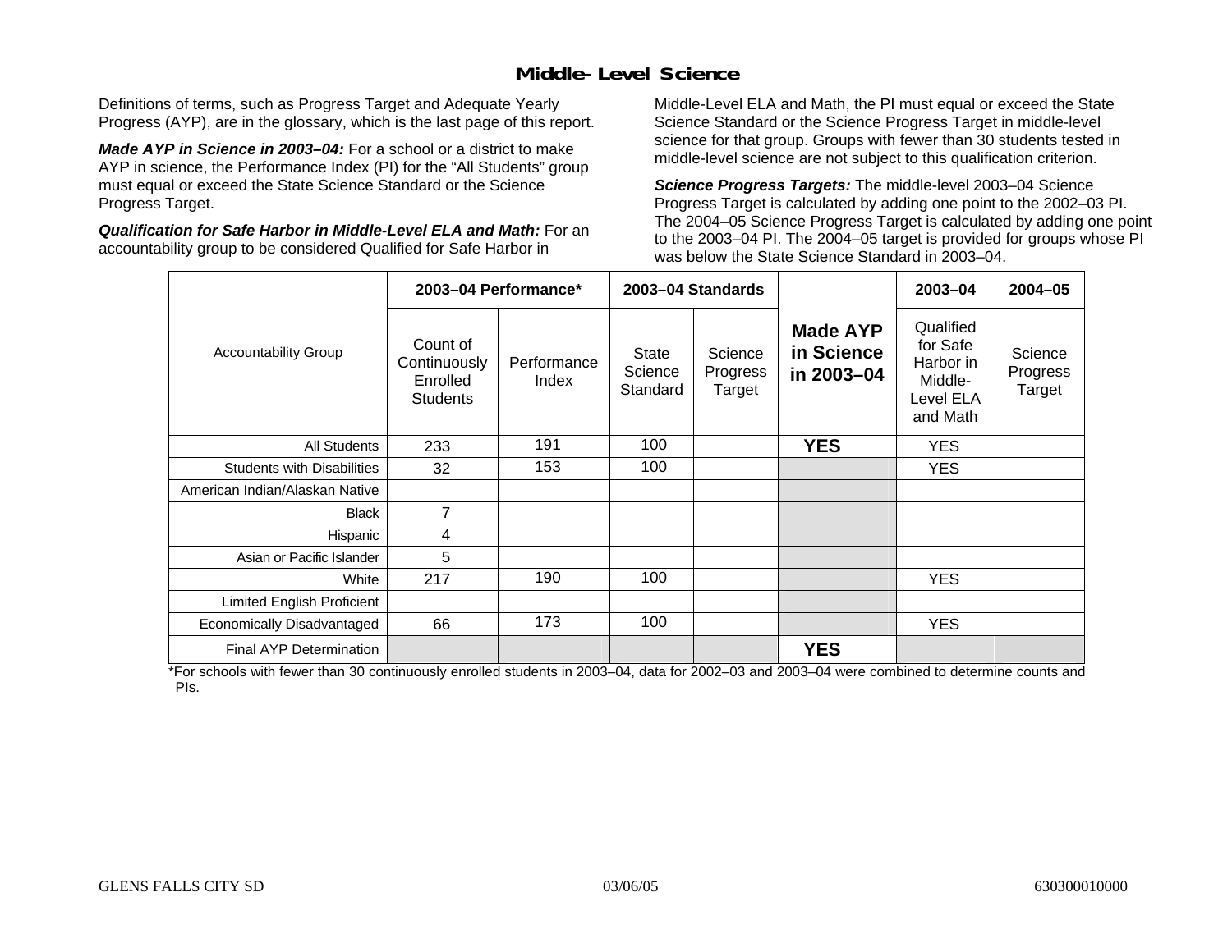# Middle-Level Science

Definitions of terms, such as Progress Target and Adequate Yearly Progress (AYP), are in the glossary, which is the last page of this report.

***Made AYP in Science in 2003–04:*** For a school or a district to make AYP in science, the Performance Index (PI) for the "All Students" group must equal or exceed the State Science Standard or the Science Progress Target.

***Qualification for Safe Harbor in Middle-Level ELA and Math:*** For an accountability group to be considered Qualified for Safe Harbor in Middle-Level ELA and Math, the PI must equal or exceed the State Science Standard or the Science Progress Target in middle-level science for that group. Groups with fewer than 30 students tested in middle-level science are not subject to this qualification criterion.

***Science Progress Targets:*** The middle-level 2003–04 Science Progress Target is calculated by adding one point to the 2002–03 PI. The 2004–05 Science Progress Target is calculated by adding one point to the 2003–04 PI. The 2004–05 target is provided for groups whose PI was below the State Science Standard in 2003–04.

| Accountability Group | 2003–04 Performance* | | 2003–04 Standards | | Made AYP in Science in 2003–04 | 2003–04 | 2004–05 |
|---|---|---|---|---|---|---|---|
| | Count of Continuously Enrolled Students | Performance Index | State Science Standard | Science Progress Target | | Qualified for Safe Harbor in Middle-Level ELA and Math | Science Progress Target |
| All Students | 233 | 191 | 100 | | **YES** | YES | |
| Students with Disabilities | 32 | 153 | 100 | | | YES | |
| American Indian/Alaskan Native | | | | | | | |
| Black | 7 | | | | | | |
| Hispanic | 4 | | | | | | |
| Asian or Pacific Islander | 5 | | | | | | |
| White | 217 | 190 | 100 | | | YES | |
| Limited English Proficient | | | | | | | |
| Economically Disadvantaged | 66 | 173 | 100 | | | YES | |
| Final AYP Determination | | | | | **YES** | | |

*For schools with fewer than 30 continuously enrolled students in 2003–04, data for 2002–03 and 2003–04 were combined to determine counts and PIs.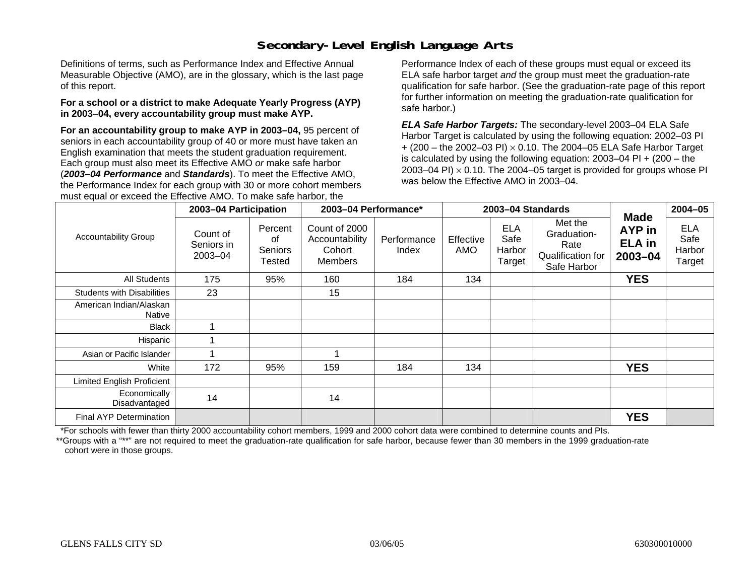# Secondary-Level English Language Arts

Definitions of terms, such as Performance Index and Effective Annual Measurable Objective (AMO), are in the glossary, which is the last page of this report.

**For a school or a district to make Adequate Yearly Progress (AYP) in 2003–04, every accountability group must make AYP.**

**For an accountability group to make AYP in 2003–04,** 95 percent of seniors in each accountability group of 40 or more must have taken an English examination that meets the student graduation requirement. Each group must also meet its Effective AMO *or* make safe harbor (***2003–04 Performance*** and ***Standards***). To meet the Effective AMO, the Performance Index for each group with 30 or more cohort members must equal or exceed the Effective AMO. To make safe harbor, the Performance Index of each of these groups must equal or exceed its ELA safe harbor target *and* the group must meet the graduation-rate qualification for safe harbor. (See the graduation-rate page of this report for further information on meeting the graduation-rate qualification for safe harbor.)

***ELA Safe Harbor Targets:*** The secondary-level 2003–04 ELA Safe Harbor Target is calculated by using the following equation: 2002–03 PI + (200 – the 2002–03 PI) $\times$ 0.10. The 2004–05 ELA Safe Harbor Target is calculated by using the following equation: 2003–04 PI + (200 – the 2003–04 PI) $\times$ 0.10. The 2004–05 target is provided for groups whose PI was below the Effective AMO in 2003–04.

| Accountability Group | 2003–04 Participation | | 2003–04 Performance* | | 2003–04 Standards | | | Made AYP in ELA in 2003–04 | 2004–05 |
|---|---|---|---|---|---|---|---|---|---|
| | Count of Seniors in 2003–04 | Percent of Seniors Tested | Count of 2000 Accountability Cohort Members | Performance Index | Effective AMO | ELA Safe Harbor Target | Met the Graduation-Rate Qualification for Safe Harbor | | ELA Safe Harbor Target |
| All Students | 175 | 95% | 160 | 184 | 134 | | | **YES** | |
| Students with Disabilities | 23 | | 15 | | | | | | |
| American Indian/Alaskan Native | | | | | | | | | |
| Black | 1 | | | | | | | | |
| Hispanic | 1 | | | | | | | | |
| Asian or Pacific Islander | 1 | | 1 | | | | | | |
| White | 172 | 95% | 159 | 184 | 134 | | | **YES** | |
| Limited English Proficient | | | | | | | | | |
| Economically Disadvantaged | 14 | | 14 | | | | | | |
| Final AYP Determination | | | | | | | | **YES** | |

*For schools with fewer than thirty 2000 accountability cohort members, 1999 and 2000 cohort data were combined to determine counts and PIs.

**Groups with a "**" are not required to meet the graduation-rate qualification for safe harbor, because fewer than 30 members in the 1999 graduation-rate cohort were in those groups.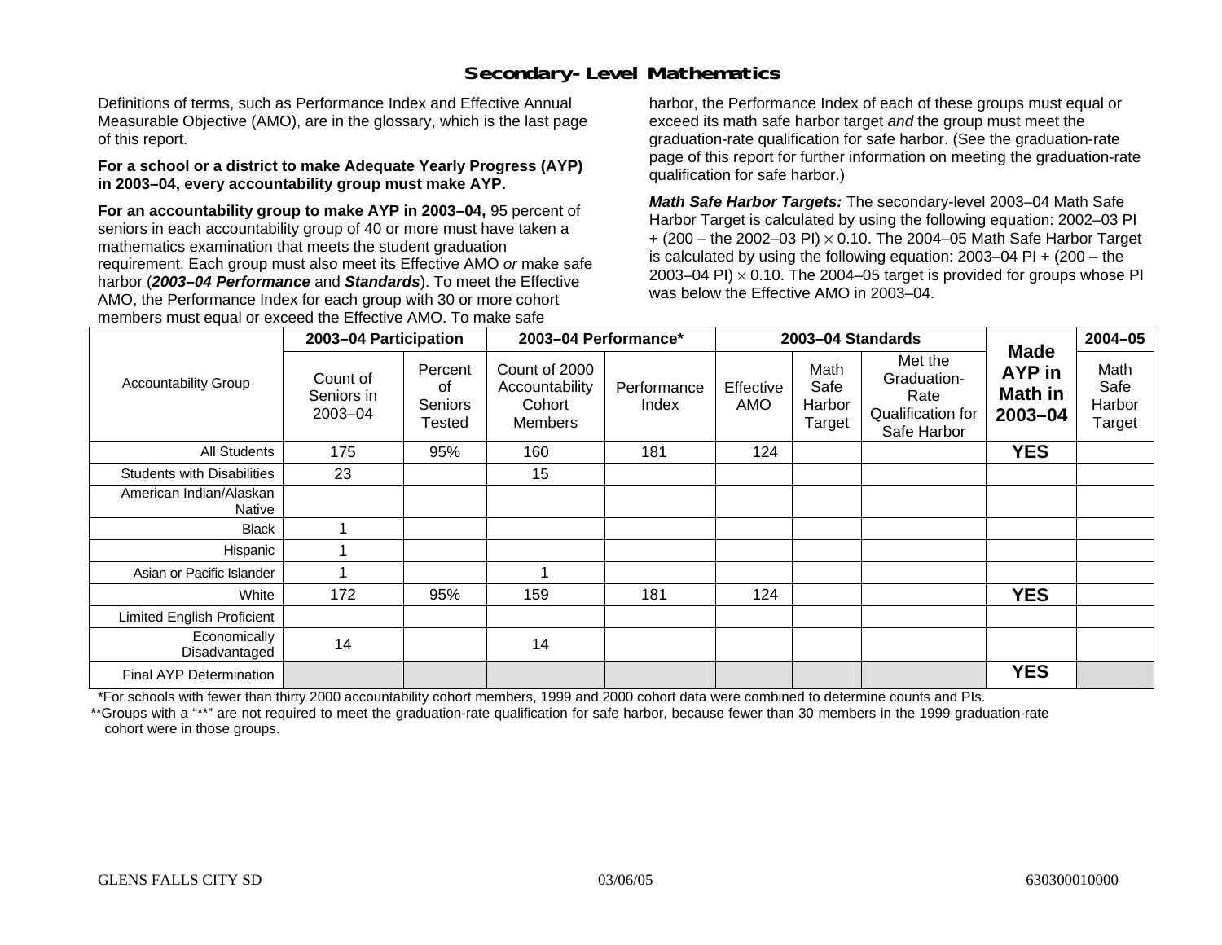# Secondary-Level Mathematics

Definitions of terms, such as Performance Index and Effective Annual Measurable Objective (AMO), are in the glossary, which is the last page of this report.

**For a school or a district to make Adequate Yearly Progress (AYP) in 2003–04, every accountability group must make AYP.**

**For an accountability group to make AYP in 2003–04,** 95 percent of seniors in each accountability group of 40 or more must have taken a mathematics examination that meets the student graduation requirement. Each group must also meet its Effective AMO *or* make safe harbor (***2003–04 Performance*** and ***Standards***). To meet the Effective AMO, the Performance Index for each group with 30 or more cohort members must equal or exceed the Effective AMO. To make safe harbor, the Performance Index of each of these groups must equal or exceed its math safe harbor target *and* the group must meet the graduation-rate qualification for safe harbor. (See the graduation-rate page of this report for further information on meeting the graduation-rate qualification for safe harbor.)

***Math Safe Harbor Targets:*** The secondary-level 2003–04 Math Safe Harbor Target is calculated by using the following equation: 2002–03 PI + (200 – the 2002–03 PI) × 0.10. The 2004–05 Math Safe Harbor Target is calculated by using the following equation: 2003–04 PI + (200 – the 2003–04 PI) × 0.10. The 2004–05 target is provided for groups whose PI was below the Effective AMO in 2003–04.

| Accountability Group | 2003–04 Participation | | 2003–04 Performance* | | 2003–04 Standards | | | Made AYP in Math in 2003–04 | 2004–05 |
|---|---|---|---|---|---|---|---|---|---|
| | Count of Seniors in 2003–04 | Percent of Seniors Tested | Count of 2000 Accountability Cohort Members | Performance Index | Effective AMO | Math Safe Harbor Target | Met the Graduation-Rate Qualification for Safe Harbor | | Math Safe Harbor Target |
| All Students | 175 | 95% | 160 | 181 | 124 | | | **YES** | |
| Students with Disabilities | 23 | | 15 | | | | | | |
| American Indian/Alaskan Native | | | | | | | | | |
| Black | 1 | | | | | | | | |
| Hispanic | 1 | | | | | | | | |
| Asian or Pacific Islander | 1 | | 1 | | | | | | |
| White | 172 | 95% | 159 | 181 | 124 | | | **YES** | |
| Limited English Proficient | | | | | | | | | |
| Economically Disadvantaged | 14 | | 14 | | | | | | |
| Final AYP Determination | | | | | | | | **YES** | |

*For schools with fewer than thirty 2000 accountability cohort members, 1999 and 2000 cohort data were combined to determine counts and PIs.

**Groups with a "**" are not required to meet the graduation-rate qualification for safe harbor, because fewer than 30 members in the 1999 graduation-rate cohort were in those groups.

GLENS FALLS CITY SD 03/06/05 630300010000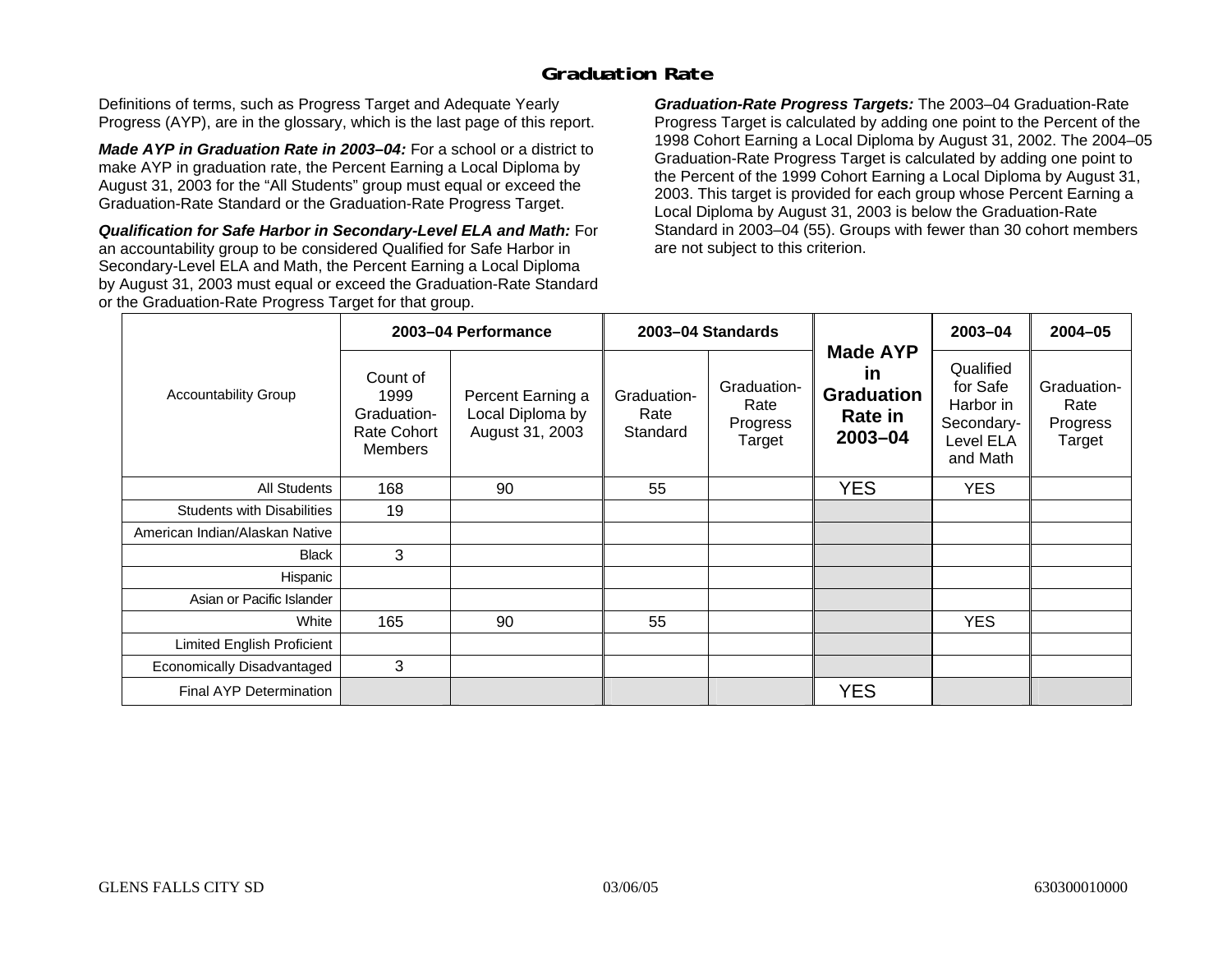# Graduation Rate

Definitions of terms, such as Progress Target and Adequate Yearly Progress (AYP), are in the glossary, which is the last page of this report.

***Made AYP in Graduation Rate in 2003–04:*** For a school or a district to make AYP in graduation rate, the Percent Earning a Local Diploma by August 31, 2003 for the "All Students" group must equal or exceed the Graduation-Rate Standard or the Graduation-Rate Progress Target.

***Qualification for Safe Harbor in Secondary-Level ELA and Math:*** For an accountability group to be considered Qualified for Safe Harbor in Secondary-Level ELA and Math, the Percent Earning a Local Diploma by August 31, 2003 must equal or exceed the Graduation-Rate Standard or the Graduation-Rate Progress Target for that group.

***Graduation-Rate Progress Targets:*** The 2003–04 Graduation-Rate Progress Target is calculated by adding one point to the Percent of the 1998 Cohort Earning a Local Diploma by August 31, 2002. The 2004–05 Graduation-Rate Progress Target is calculated by adding one point to the Percent of the 1999 Cohort Earning a Local Diploma by August 31, 2003. This target is provided for each group whose Percent Earning a Local Diploma by August 31, 2003 is below the Graduation-Rate Standard in 2003–04 (55). Groups with fewer than 30 cohort members are not subject to this criterion.

| Accountability Group | 2003–04 Performance | | 2003–04 Standards | | Made AYP in Graduation Rate in 2003–04 | 2003–04 | 2004–05 |
|---|---|---|---|---|---|---|---|
| | Count of 1999 Graduation-Rate Cohort Members | Percent Earning a Local Diploma by August 31, 2003 | Graduation-Rate Standard | Graduation-Rate Progress Target | | Qualified for Safe Harbor in Secondary-Level ELA and Math | Graduation-Rate Progress Target |
| All Students | 168 | 90 | 55 | | YES | YES | |
| Students with Disabilities | 19 | | | | | | |
| American Indian/Alaskan Native | | | | | | | |
| Black | 3 | | | | | | |
| Hispanic | | | | | | | |
| Asian or Pacific Islander | | | | | | | |
| White | 165 | 90 | 55 | | | YES | |
| Limited English Proficient | | | | | | | |
| Economically Disadvantaged | 3 | | | | | | |
| Final AYP Determination | | | | | YES | | |

GLENS FALLS CITY SD 03/06/05 630300010000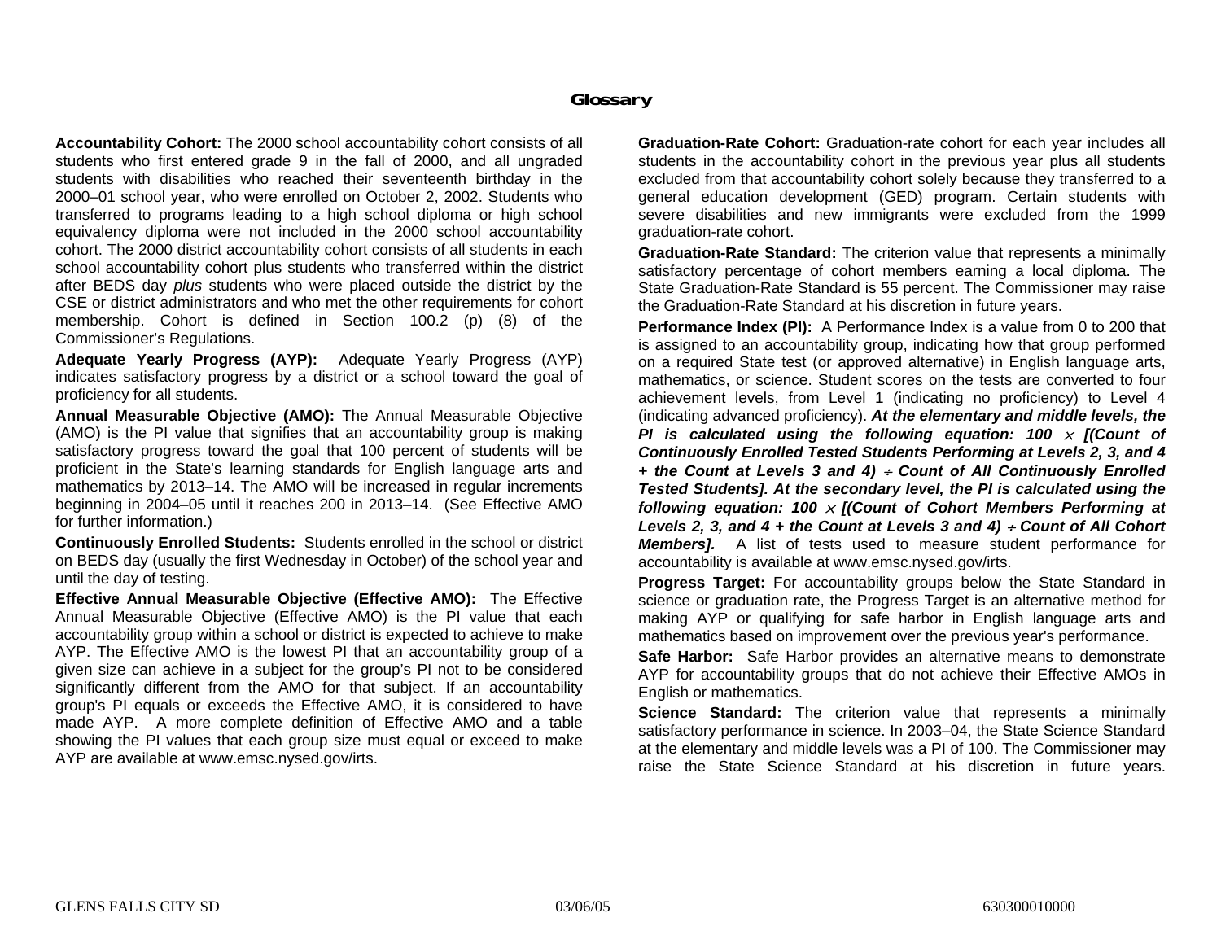## Glossary

**Accountability Cohort:** The 2000 school accountability cohort consists of all students who first entered grade 9 in the fall of 2000, and all ungraded students with disabilities who reached their seventeenth birthday in the 2000–01 school year, who were enrolled on October 2, 2002. Students who transferred to programs leading to a high school diploma or high school equivalency diploma were not included in the 2000 school accountability cohort. The 2000 district accountability cohort consists of all students in each school accountability cohort plus students who transferred within the district after BEDS day *plus* students who were placed outside the district by the CSE or district administrators and who met the other requirements for cohort membership. Cohort is defined in Section 100.2 (p) (8) of the Commissioner's Regulations.

**Adequate Yearly Progress (AYP):** Adequate Yearly Progress (AYP) indicates satisfactory progress by a district or a school toward the goal of proficiency for all students.

**Annual Measurable Objective (AMO):** The Annual Measurable Objective (AMO) is the PI value that signifies that an accountability group is making satisfactory progress toward the goal that 100 percent of students will be proficient in the State's learning standards for English language arts and mathematics by 2013–14. The AMO will be increased in regular increments beginning in 2004–05 until it reaches 200 in 2013–14. (See Effective AMO for further information.)

**Continuously Enrolled Students:** Students enrolled in the school or district on BEDS day (usually the first Wednesday in October) of the school year and until the day of testing.

**Effective Annual Measurable Objective (Effective AMO):** The Effective Annual Measurable Objective (Effective AMO) is the PI value that each accountability group within a school or district is expected to achieve to make AYP. The Effective AMO is the lowest PI that an accountability group of a given size can achieve in a subject for the group's PI not to be considered significantly different from the AMO for that subject. If an accountability group's PI equals or exceeds the Effective AMO, it is considered to have made AYP. A more complete definition of Effective AMO and a table showing the PI values that each group size must equal or exceed to make AYP are available at www.emsc.nysed.gov/irts.

**Graduation-Rate Cohort:** Graduation-rate cohort for each year includes all students in the accountability cohort in the previous year plus all students excluded from that accountability cohort solely because they transferred to a general education development (GED) program. Certain students with severe disabilities and new immigrants were excluded from the 1999 graduation-rate cohort.

**Graduation-Rate Standard:** The criterion value that represents a minimally satisfactory percentage of cohort members earning a local diploma. The State Graduation-Rate Standard is 55 percent. The Commissioner may raise the Graduation-Rate Standard at his discretion in future years.

**Performance Index (PI):** A Performance Index is a value from 0 to 200 that is assigned to an accountability group, indicating how that group performed on a required State test (or approved alternative) in English language arts, mathematics, or science. Student scores on the tests are converted to four achievement levels, from Level 1 (indicating no proficiency) to Level 4 (indicating advanced proficiency). ***At the elementary and middle levels, the PI is calculated using the following equation: 100 × [(Count of Continuously Enrolled Tested Students Performing at Levels 2, 3, and 4 + the Count at Levels 3 and 4) ÷ Count of All Continuously Enrolled Tested Students]. At the secondary level, the PI is calculated using the following equation: 100 × [(Count of Cohort Members Performing at Levels 2, 3, and 4 + the Count at Levels 3 and 4) ÷ Count of All Cohort Members].*** A list of tests used to measure student performance for accountability is available at www.emsc.nysed.gov/irts.

**Progress Target:** For accountability groups below the State Standard in science or graduation rate, the Progress Target is an alternative method for making AYP or qualifying for safe harbor in English language arts and mathematics based on improvement over the previous year's performance.

**Safe Harbor:** Safe Harbor provides an alternative means to demonstrate AYP for accountability groups that do not achieve their Effective AMOs in English or mathematics.

**Science Standard:** The criterion value that represents a minimally satisfactory performance in science. In 2003–04, the State Science Standard at the elementary and middle levels was a PI of 100. The Commissioner may raise the State Science Standard at his discretion in future years.